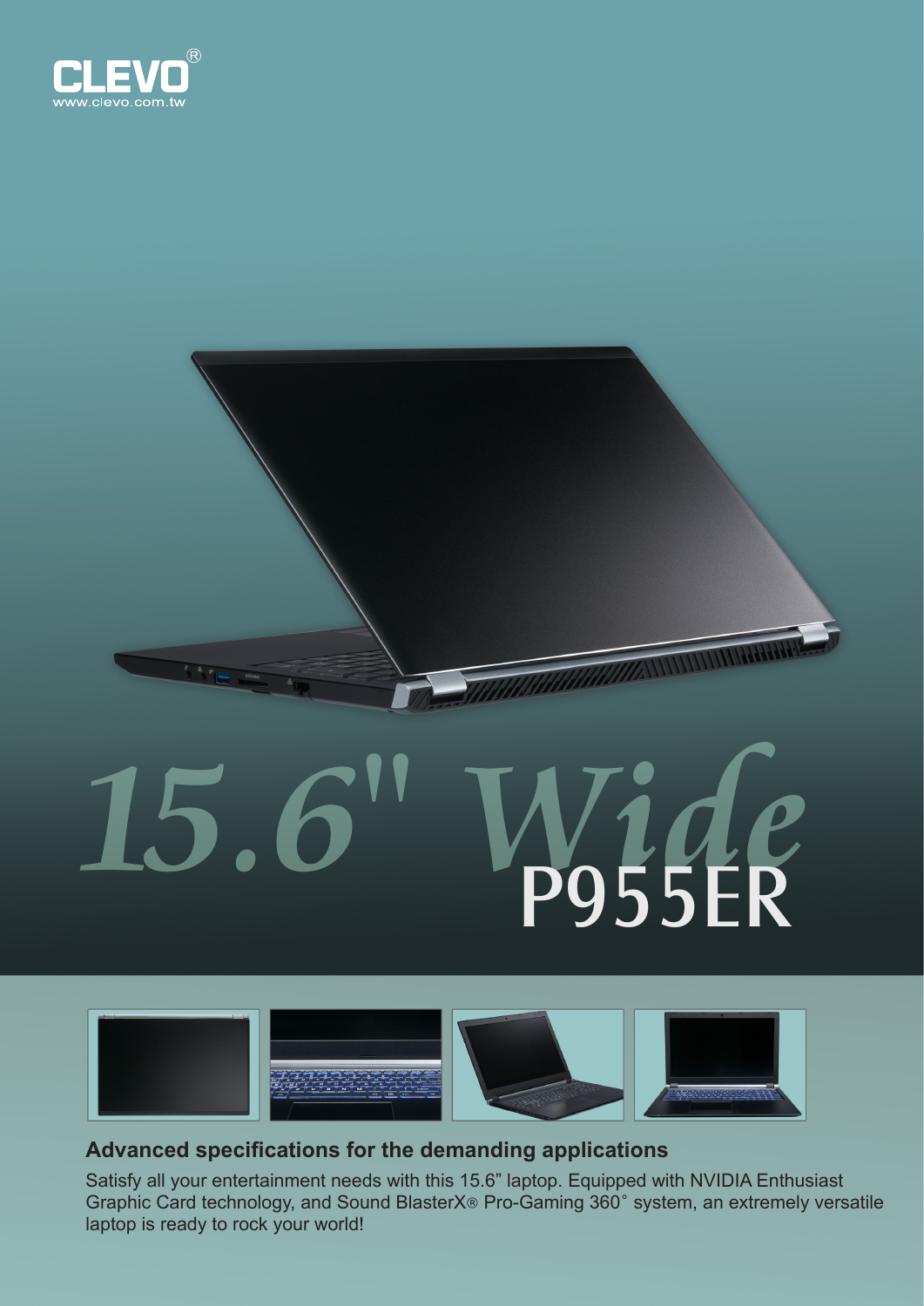CLEVO®
www.clevo.com.tw

# 15.6" Wide P955ER

## Advanced specifications for the demanding applications

Satisfy all your entertainment needs with this 15.6" laptop. Equipped with NVIDIA Enthusiast Graphic Card technology, and Sound BlasterX® Pro-Gaming 360˚ system, an extremely versatile laptop is ready to rock your world!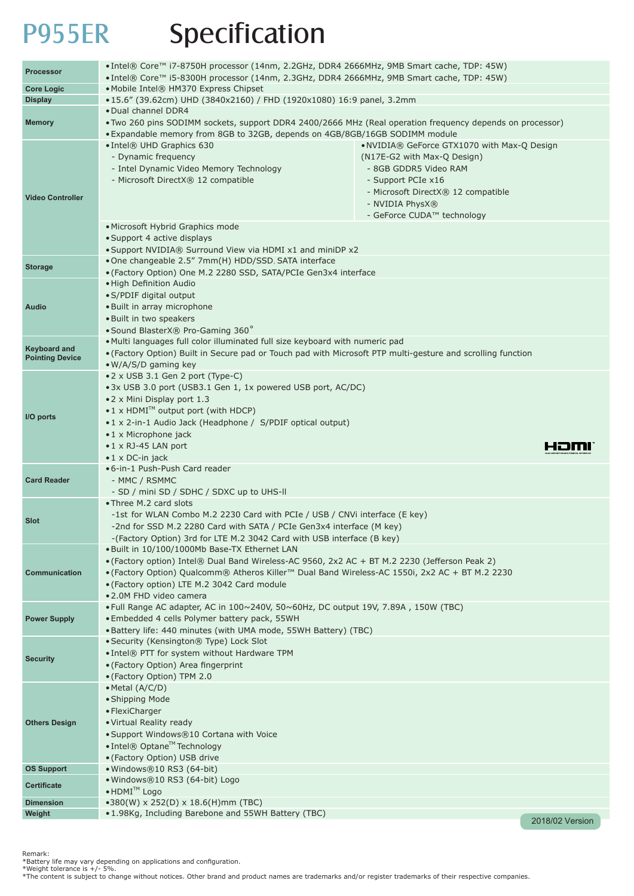# P955ER Specification

| | |
|---|---|
| **Processor** | • Intel® Core™ i7-8750H processor (14nm, 2.2GHz, DDR4 2666MHz, 9MB Smart cache, TDP: 45W)<br>• Intel® Core™ i5-8300H processor (14nm, 2.3GHz, DDR4 2666MHz, 9MB Smart cache, TDP: 45W) |
| **Core Logic** | • Mobile Intel® HM370 Express Chipset |
| **Display** | • 15.6" (39.62cm) UHD (3840x2160) / FHD (1920x1080) 16:9 panel, 3.2mm |
| **Memory** | • Dual channel DDR4<br>• Two 260 pins SODIMM sockets, support DDR4 2400/2666 MHz (Real operation frequency depends on processor)<br>• Expandable memory from 8GB to 32GB, depends on 4GB/8GB/16GB SODIMM module |
| **Video Controller** | • Intel® UHD Graphics 630<br>- Dynamic frequency<br>- Intel Dynamic Video Memory Technology<br>- Microsoft DirectX® 12 compatible<br>• NVIDIA® GeForce GTX1070 with Max-Q Design (N17E-G2 with Max-Q Design)<br>- 8GB GDDR5 Video RAM<br>- Support PCIe x16<br>- Microsoft DirectX® 12 compatible<br>- NVIDIA PhysX®<br>- GeForce CUDA™ technology<br>• Microsoft Hybrid Graphics mode<br>• Support 4 active displays<br>• Support NVIDIA® Surround View via HDMI x1 and miniDP x2 |
| **Storage** | • One changeable 2.5" 7mm(H) HDD/SSD, SATA interface<br>• (Factory Option) One M.2 2280 SSD, SATA/PCIe Gen3x4 interface |
| **Audio** | • High Definition Audio<br>• S/PDIF digital output<br>• Built in array microphone<br>• Built in two speakers<br>• Sound BlasterX® Pro-Gaming 360° |
| **Keyboard and Pointing Device** | • Multi languages full color illuminated full size keyboard with numeric pad<br>• (Factory Option) Built in Secure pad or Touch pad with Microsoft PTP multi-gesture and scrolling function<br>• W/A/S/D gaming key |
| **I/O ports** | • 2 x USB 3.1 Gen 2 port (Type-C)<br>• 3x USB 3.0 port (USB3.1 Gen 1, 1x powered USB port, AC/DC)<br>• 2 x Mini Display port 1.3<br>• 1 x HDMI™ output port (with HDCP)<br>• 1 x 2-in-1 Audio Jack (Headphone / S/PDIF optical output)<br>• 1 x Microphone jack<br>• 1 x RJ-45 LAN port<br>• 1 x DC-in jack |
| **Card Reader** | • 6-in-1 Push-Push Card reader<br>- MMC / RSMMC<br>- SD / mini SD / SDHC / SDXC up to UHS-II |
| **Slot** | • Three M.2 card slots<br>-1st for WLAN Combo M.2 2230 Card with PCIe / USB / CNVi interface (E key)<br>-2nd for SSD M.2 2280 Card with SATA / PCIe Gen3x4 interface (M key)<br>-(Factory Option) 3rd for LTE M.2 3042 Card with USB interface (B key) |
| **Communication** | • Built in 10/100/1000Mb Base-TX Ethernet LAN<br>• (Factory option) Intel® Dual Band Wireless-AC 9560, 2x2 AC + BT M.2 2230 (Jefferson Peak 2)<br>• (Factory Option) Qualcomm® Atheros Killer™ Dual Band Wireless-AC 1550i, 2x2 AC + BT M.2 2230<br>• (Factory option) LTE M.2 3042 Card module<br>• 2.0M FHD video camera |
| **Power Supply** | • Full Range AC adapter, AC in 100~240V, 50~60Hz, DC output 19V, 7.89A , 150W (TBC)<br>• Embedded 4 cells Polymer battery pack, 55WH<br>• Battery life: 440 minutes (with UMA mode, 55WH Battery) (TBC) |
| **Security** | • Security (Kensington® Type) Lock Slot<br>• Intel® PTT for system without Hardware TPM<br>• (Factory Option) Area fingerprint<br>• (Factory Option) TPM 2.0 |
| **Others Design** | • Metal (A/C/D)<br>• Shipping Mode<br>• FlexiCharger<br>• Virtual Reality ready<br>• Support Windows®10 Cortana with Voice<br>• Intel® Optane™ Technology<br>• (Factory Option) USB drive |
| **OS Support** | • Windows®10 RS3 (64-bit) |
| **Certificate** | • Windows®10 RS3 (64-bit) Logo<br>• HDMI™ Logo |
| **Dimension** | • 380(W) x 252(D) x 18.6(H)mm (TBC) |
| **Weight** | • 1.98Kg, Including Barebone and 55WH Battery (TBC) |

2018/02 Version

Remark:
*Battery life may vary depending on applications and configuration.
*Weight tolerance is +/- 5%.
*The content is subject to change without notices. Other brand and product names are trademarks and/or register trademarks of their respective companies.